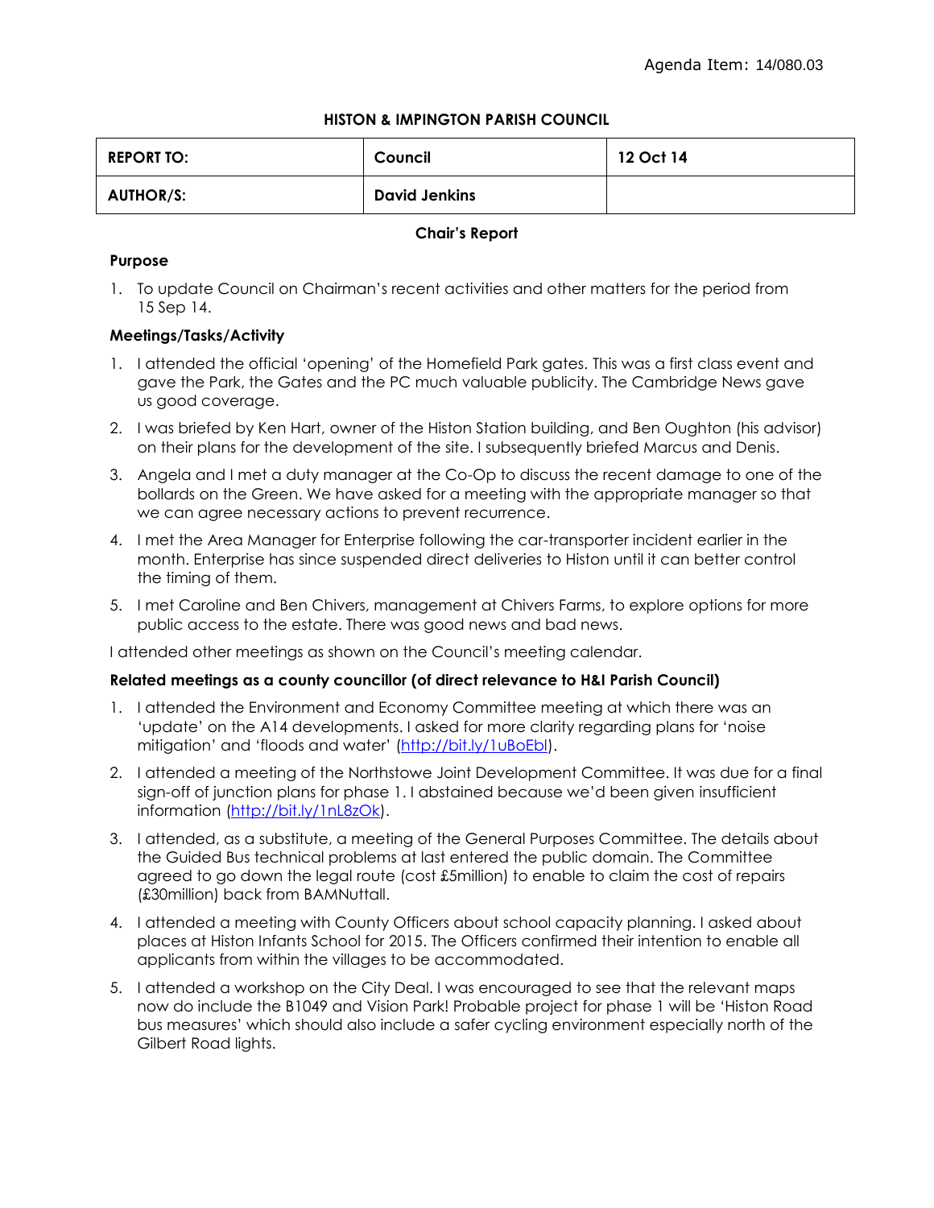Agenda Item: 14/080.03

**HISTON & IMPINGTON PARISH COUNCIL**

| **REPORT TO:** | **Council** | **12 Oct 14** |
|---|---|---|
| **AUTHOR/S:** | **David Jenkins** | |

**Chair's Report**

**Purpose**

1. To update Council on Chairman's recent activities and other matters for the period from 15 Sep 14.

**Meetings/Tasks/Activity**

1. I attended the official 'opening' of the Homefield Park gates. This was a first class event and gave the Park, the Gates and the PC much valuable publicity. The Cambridge News gave us good coverage.
2. I was briefed by Ken Hart, owner of the Histon Station building, and Ben Oughton (his advisor) on their plans for the development of the site. I subsequently briefed Marcus and Denis.
3. Angela and I met a duty manager at the Co-Op to discuss the recent damage to one of the bollards on the Green. We have asked for a meeting with the appropriate manager so that we can agree necessary actions to prevent recurrence.
4. I met the Area Manager for Enterprise following the car-transporter incident earlier in the month. Enterprise has since suspended direct deliveries to Histon until it can better control the timing of them.
5. I met Caroline and Ben Chivers, management at Chivers Farms, to explore options for more public access to the estate. There was good news and bad news.

I attended other meetings as shown on the Council's meeting calendar.

**Related meetings as a county councillor (of direct relevance to H&I Parish Council)**

1. I attended the Environment and Economy Committee meeting at which there was an 'update' on the A14 developments. I asked for more clarity regarding plans for 'noise mitigation' and 'floods and water' (http://bit.ly/1uBoEbl).
2. I attended a meeting of the Northstowe Joint Development Committee. It was due for a final sign-off of junction plans for phase 1. I abstained because we'd been given insufficient information (http://bit.ly/1nL8zOk).
3. I attended, as a substitute, a meeting of the General Purposes Committee. The details about the Guided Bus technical problems at last entered the public domain. The Committee agreed to go down the legal route (cost £5million) to enable to claim the cost of repairs (£30million) back from BAMNuttall.
4. I attended a meeting with County Officers about school capacity planning. I asked about places at Histon Infants School for 2015. The Officers confirmed their intention to enable all applicants from within the villages to be accommodated.
5. I attended a workshop on the City Deal. I was encouraged to see that the relevant maps now do include the B1049 and Vision Park! Probable project for phase 1 will be 'Histon Road bus measures' which should also include a safer cycling environment especially north of the Gilbert Road lights.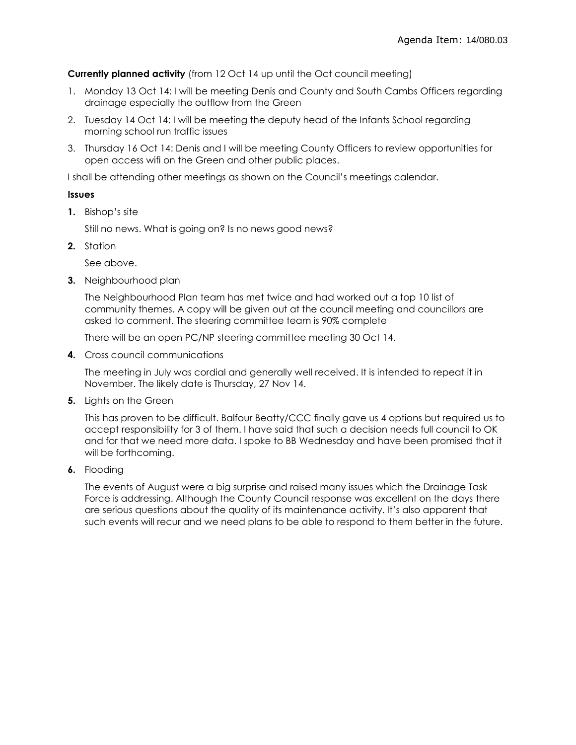Agenda Item: 14/080.03

**Currently planned activity** (from 12 Oct 14 up until the Oct council meeting)

1. Monday 13 Oct 14: I will be meeting Denis and County and South Cambs Officers regarding drainage especially the outflow from the Green
2. Tuesday 14 Oct 14: I will be meeting the deputy head of the Infants School regarding morning school run traffic issues
3. Thursday 16 Oct 14: Denis and I will be meeting County Officers to review opportunities for open access wifi on the Green and other public places.

I shall be attending other meetings as shown on the Council's meetings calendar.

**Issues**

**1.** Bishop's site

Still no news. What is going on? Is no news good news?

**2.** Station

See above.

**3.** Neighbourhood plan

The Neighbourhood Plan team has met twice and had worked out a top 10 list of community themes. A copy will be given out at the council meeting and councillors are asked to comment. The steering committee team is 90% complete

There will be an open PC/NP steering committee meeting 30 Oct 14.

**4.** Cross council communications

The meeting in July was cordial and generally well received. It is intended to repeat it in November. The likely date is Thursday, 27 Nov 14.

**5.** Lights on the Green

This has proven to be difficult. Balfour Beatty/CCC finally gave us 4 options but required us to accept responsibility for 3 of them. I have said that such a decision needs full council to OK and for that we need more data. I spoke to BB Wednesday and have been promised that it will be forthcoming.

**6.** Flooding

The events of August were a big surprise and raised many issues which the Drainage Task Force is addressing. Although the County Council response was excellent on the days there are serious questions about the quality of its maintenance activity. It's also apparent that such events will recur and we need plans to be able to respond to them better in the future.